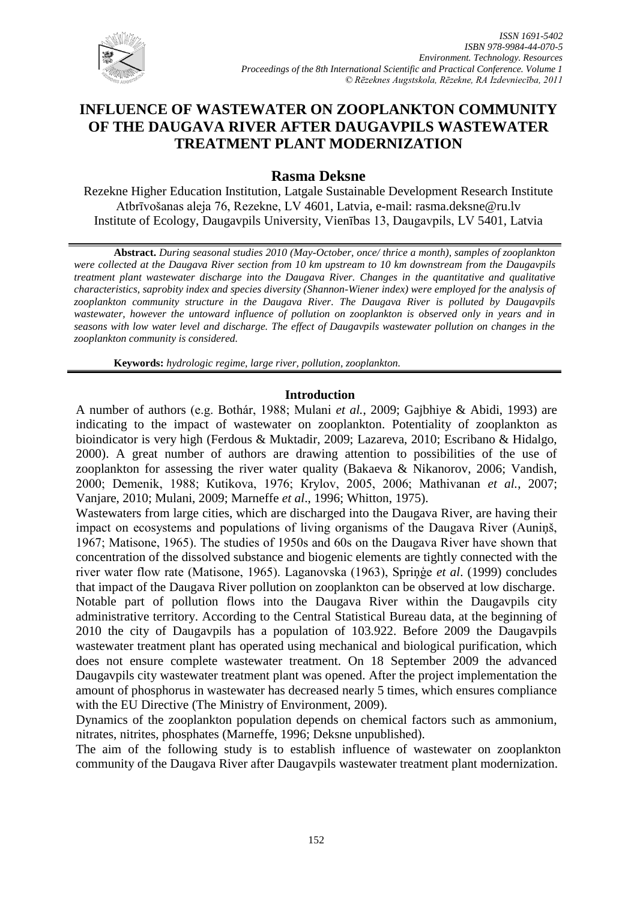# INFLUENCE OF WASTEWATER ON ZOOPLANKTON COMMUNITY OF THE DAUGAVA RIVER AFTER DAUGAVPILS WASTEWATER TREATMENT PLANT MODERNIZATION

## Rasma Deksne

Rezekne Higher Education Institution, Latgale Sustainable Development Research Institute
Atbrīvošanas aleja 76, Rezekne, LV 4601, Latvia, e-mail: rasma.deksne@ru.lv
Institute of Ecology, Daugavpils University, Vienības 13, Daugavpils, LV 5401, Latvia

**Abstract.** *During seasonal studies 2010 (May-October, once/ thrice a month), samples of zooplankton were collected at the Daugava River section from 10 km upstream to 10 km downstream from the Daugavpils treatment plant wastewater discharge into the Daugava River. Changes in the quantitative and qualitative characteristics, saprobity index and species diversity (Shannon-Wiener index) were employed for the analysis of zooplankton community structure in the Daugava River. The Daugava River is polluted by Daugavpils wastewater, however the untoward influence of pollution on zooplankton is observed only in years and in seasons with low water level and discharge. The effect of Daugavpils wastewater pollution on changes in the zooplankton community is considered.*

**Keywords:** *hydrologic regime, large river, pollution, zooplankton.*

### Introduction

A number of authors (e.g. Bothár, 1988; Mulani *et al.*, 2009; Gajbhiye & Abidi, 1993) are indicating to the impact of wastewater on zooplankton. Potentiality of zooplankton as bioindicator is very high (Ferdous & Muktadir, 2009; Lazareva, 2010; Escribano & Hidalgo, 2000). A great number of authors are drawing attention to possibilities of the use of zooplankton for assessing the river water quality (Bakaeva & Nikanorov, 2006; Vandish, 2000; Demenik, 1988; Kutikova, 1976; Krylov, 2005, 2006; Mathivanan *et al.*, 2007; Vanjare, 2010; Mulani, 2009; Marneffe *et al*., 1996; Whitton, 1975).

Wastewaters from large cities, which are discharged into the Daugava River, are having their impact on ecosystems and populations of living organisms of the Daugava River (Auniņš, 1967; Matisone, 1965). The studies of 1950s and 60s on the Daugava River have shown that concentration of the dissolved substance and biogenic elements are tightly connected with the river water flow rate (Matisone, 1965). Laganovska (1963), Spriņģe *et al*. (1999) concludes that impact of the Daugava River pollution on zooplankton can be observed at low discharge.

Notable part of pollution flows into the Daugava River within the Daugavpils city administrative territory. According to the Central Statistical Bureau data, at the beginning of 2010 the city of Daugavpils has a population of 103.922. Before 2009 the Daugavpils wastewater treatment plant has operated using mechanical and biological purification, which does not ensure complete wastewater treatment. On 18 September 2009 the advanced Daugavpils city wastewater treatment plant was opened. After the project implementation the amount of phosphorus in wastewater has decreased nearly 5 times, which ensures compliance with the EU Directive (The Ministry of Environment, 2009).

Dynamics of the zooplankton population depends on chemical factors such as ammonium, nitrates, nitrites, phosphates (Marneffe, 1996; Deksne unpublished).

The aim of the following study is to establish influence of wastewater on zooplankton community of the Daugava River after Daugavpils wastewater treatment plant modernization.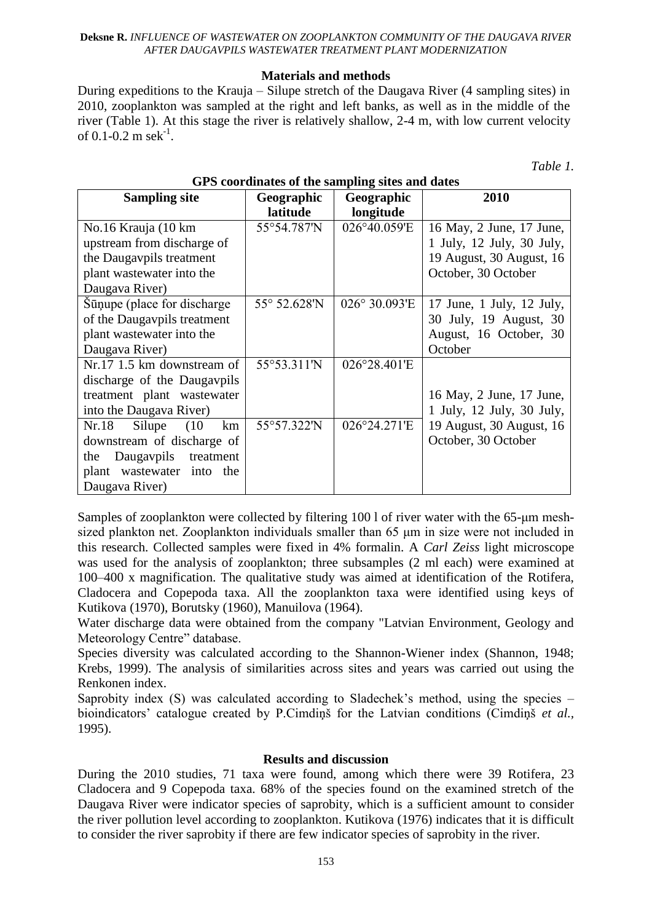## Materials and methods

During expeditions to the Krauja – Silupe stretch of the Daugava River (4 sampling sites) in 2010, zooplankton was sampled at the right and left banks, as well as in the middle of the river (Table 1). At this stage the river is relatively shallow, 2-4 m, with low current velocity of 0.1-0.2 m $sek^{-1}$.

*Table 1.*

**GPS coordinates of the sampling sites and dates**

| Sampling site | Geographic latitude | Geographic longitude | 2010 |
|---|---|---|---|
| No.16 Krauja (10 km upstream from discharge of the Daugavpils treatment plant wastewater into the Daugava River) | 55°54.787'N | 026°40.059'E | 16 May, 2 June, 17 June, 1 July, 12 July, 30 July, 19 August, 30 August, 16 October, 30 October |
| Šūņupe (place for discharge of the Daugavpils treatment plant wastewater into the Daugava River) | 55° 52.628'N | 026° 30.093'E | 17 June, 1 July, 12 July, 30 July, 19 August, 30 August, 16 October, 30 October |
| Nr.17 1.5 km downstream of discharge of the Daugavpils treatment plant wastewater into the Daugava River) | 55°53.311'N | 026°28.401'E | 16 May, 2 June, 17 June, 1 July, 12 July, 30 July, 19 August, 30 August, 16 October, 30 October |
| Nr.18 Silupe (10 km downstream of discharge of the Daugavpils treatment plant wastewater into the Daugava River) | 55°57.322'N | 026°24.271'E | |

Samples of zooplankton were collected by filtering 100 l of river water with the 65-μm mesh-sized plankton net. Zooplankton individuals smaller than 65 μm in size were not included in this research. Collected samples were fixed in 4% formalin. A *Carl Zeiss* light microscope was used for the analysis of zooplankton; three subsamples (2 ml each) were examined at 100–400 x magnification. The qualitative study was aimed at identification of the Rotifera, Cladocera and Copepoda taxa. All the zooplankton taxa were identified using keys of Kutikova (1970), Borutsky (1960), Manuilova (1964).

Water discharge data were obtained from the company "Latvian Environment, Geology and Meteorology Centre" database.

Species diversity was calculated according to the Shannon-Wiener index (Shannon, 1948; Krebs, 1999). The analysis of similarities across sites and years was carried out using the Renkonen index.

Saprobity index (S) was calculated according to Sladechek's method, using the species – bioindicators' catalogue created by P.Cimdiņš for the Latvian conditions (Cimdiņš *et al.,* 1995).

## Results and discussion

During the 2010 studies, 71 taxa were found, among which there were 39 Rotifera, 23 Cladocera and 9 Copepoda taxa. 68% of the species found on the examined stretch of the Daugava River were indicator species of saprobity, which is a sufficient amount to consider the river pollution level according to zooplankton. Kutikova (1976) indicates that it is difficult to consider the river saprobity if there are few indicator species of saprobity in the river.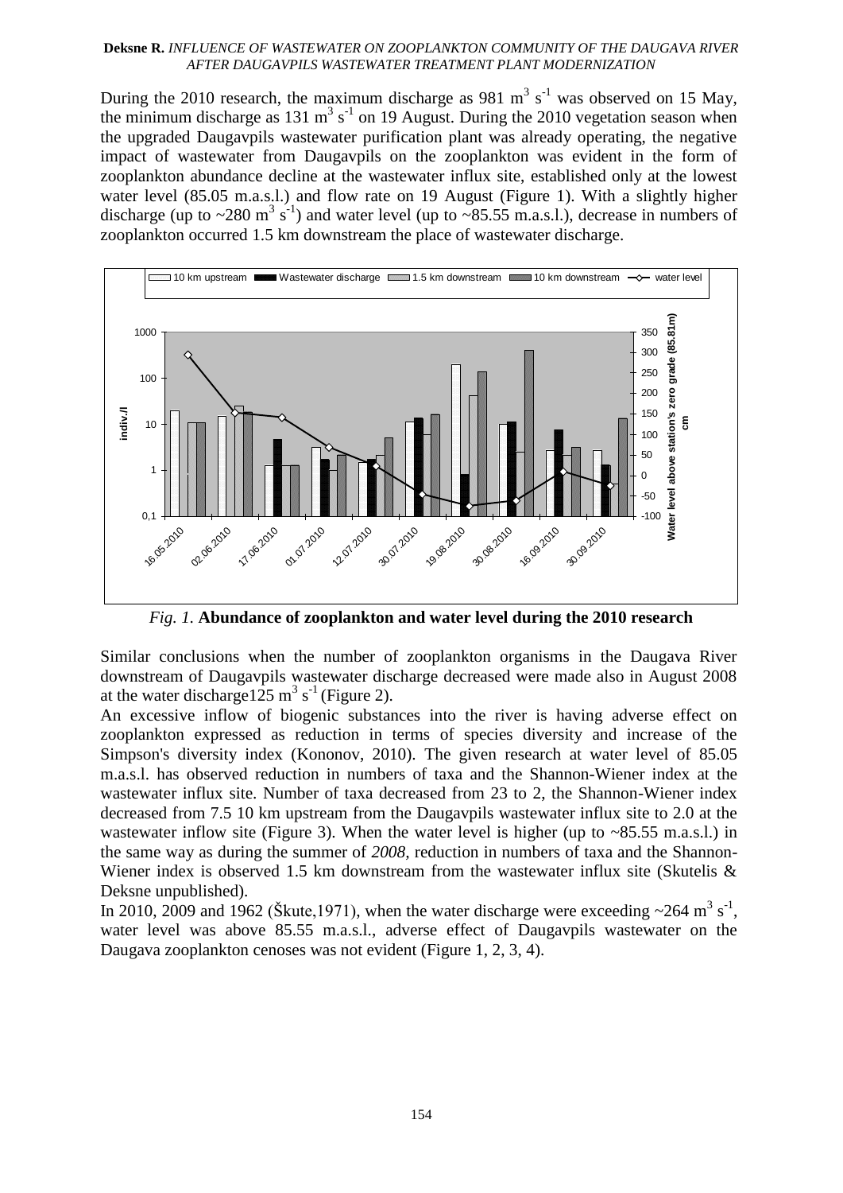During the 2010 research, the maximum discharge as 981 $m^3 s^{-1}$ was observed on 15 May, the minimum discharge as 131 $m^3 s^{-1}$ on 19 August. During the 2010 vegetation season when the upgraded Daugavpils wastewater purification plant was already operating, the negative impact of wastewater from Daugavpils on the zooplankton was evident in the form of zooplankton abundance decline at the wastewater influx site, established only at the lowest water level (85.05 m.a.s.l.) and flow rate on 19 August (Figure 1). With a slightly higher discharge (up to ~280 $m^3 s^{-1}$) and water level (up to ~85.55 m.a.s.l.), decrease in numbers of zooplankton occurred 1.5 km downstream the place of wastewater discharge.

*Fig. 1.* **Abundance of zooplankton and water level during the 2010 research**

Similar conclusions when the number of zooplankton organisms in the Daugava River downstream of Daugavpils wastewater discharge decreased were made also in August 2008 at the water discharge125 $m^3 s^{-1}$ (Figure 2).

An excessive inflow of biogenic substances into the river is having adverse effect on zooplankton expressed as reduction in terms of species diversity and increase of the Simpson's diversity index (Kononov, 2010). The given research at water level of 85.05 m.a.s.l. has observed reduction in numbers of taxa and the Shannon-Wiener index at the wastewater influx site. Number of taxa decreased from 23 to 2, the Shannon-Wiener index decreased from 7.5 10 km upstream from the Daugavpils wastewater influx site to 2.0 at the wastewater inflow site (Figure 3). When the water level is higher (up to ~85.55 m.a.s.l.) in the same way as during the summer of *2008,* reduction in numbers of taxa and the Shannon-Wiener index is observed 1.5 km downstream from the wastewater influx site (Skutelis & Deksne unpublished).

In 2010, 2009 and 1962 (Škute,1971), when the water discharge were exceeding ~264 $m^3 s^{-1}$, water level was above 85.55 m.a.s.l., adverse effect of Daugavpils wastewater on the Daugava zooplankton cenoses was not evident (Figure 1, 2, 3, 4).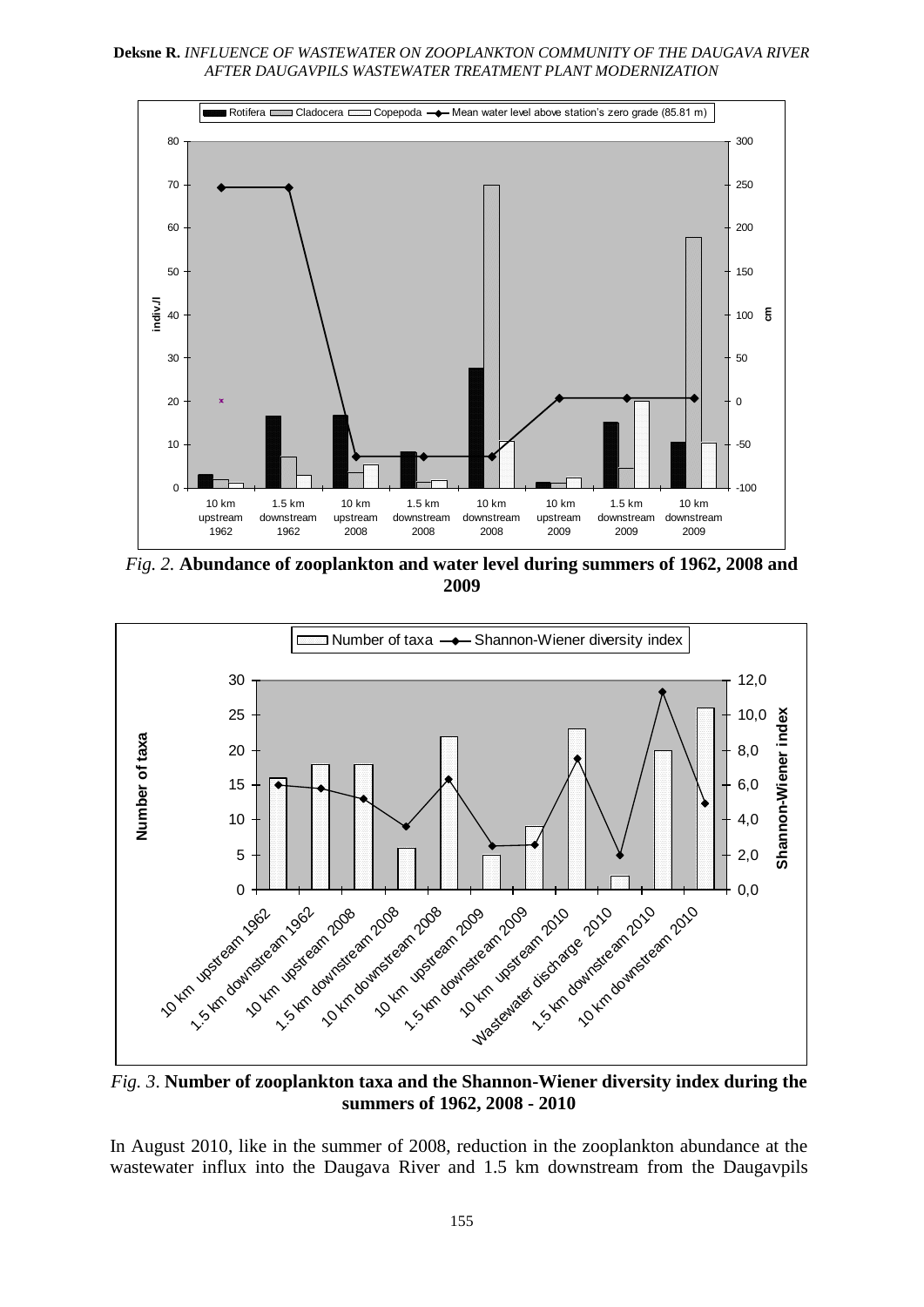*Fig. 2.* **Abundance of zooplankton and water level during summers of 1962, 2008 and 2009**

*Fig. 3.* **Number of zooplankton taxa and the Shannon-Wiener diversity index during the summers of 1962, 2008 - 2010**

In August 2010, like in the summer of 2008, reduction in the zooplankton abundance at the wastewater influx into the Daugava River and 1.5 km downstream from the Daugavpils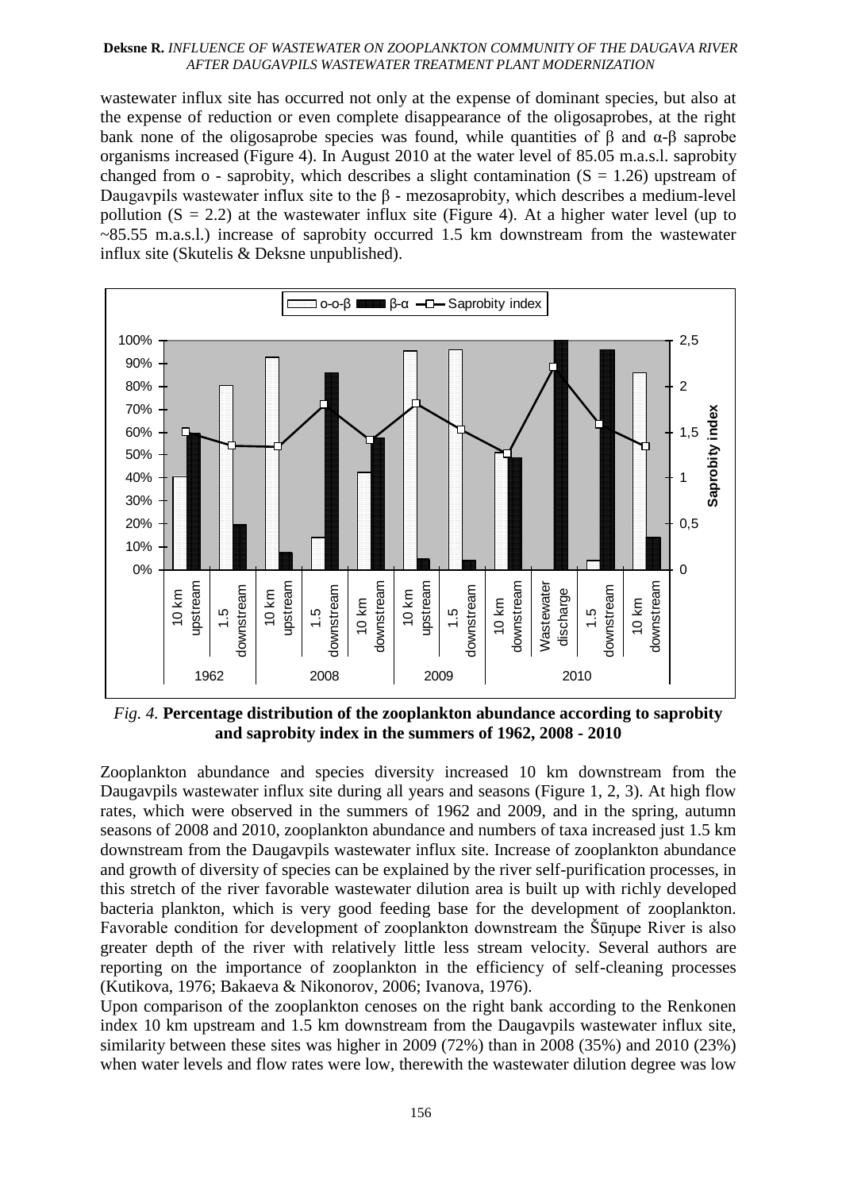wastewater influx site has occurred not only at the expense of dominant species, but also at the expense of reduction or even complete disappearance of the oligosaprobes, at the right bank none of the oligosaprobe species was found, while quantities of β and α-β saprobe organisms increased (Figure 4). In August 2010 at the water level of 85.05 m.a.s.l. saprobity changed from o - saprobity, which describes a slight contamination ($S = 1.26$) upstream of Daugavpils wastewater influx site to the β - mezosaprobity, which describes a medium-level pollution ($S = 2.2$) at the wastewater influx site (Figure 4). At a higher water level (up to ~85.55 m.a.s.l.) increase of saprobity occurred 1.5 km downstream from the wastewater influx site (Skutelis & Deksne unpublished).

*Fig. 4.* **Percentage distribution of the zooplankton abundance according to saprobity and saprobity index in the summers of 1962, 2008 - 2010**

Zooplankton abundance and species diversity increased 10 km downstream from the Daugavpils wastewater influx site during all years and seasons (Figure 1, 2, 3). At high flow rates, which were observed in the summers of 1962 and 2009, and in the spring, autumn seasons of 2008 and 2010, zooplankton abundance and numbers of taxa increased just 1.5 km downstream from the Daugavpils wastewater influx site. Increase of zooplankton abundance and growth of diversity of species can be explained by the river self-purification processes, in this stretch of the river favorable wastewater dilution area is built up with richly developed bacteria plankton, which is very good feeding base for the development of zooplankton. Favorable condition for development of zooplankton downstream the Šūņupe River is also greater depth of the river with relatively little less stream velocity. Several authors are reporting on the importance of zooplankton in the efficiency of self-cleaning processes (Kutikova, 1976; Bakaeva & Nikonorov, 2006; Ivanova, 1976).

Upon comparison of the zooplankton cenoses on the right bank according to the Renkonen index 10 km upstream and 1.5 km downstream from the Daugavpils wastewater influx site, similarity between these sites was higher in 2009 (72%) than in 2008 (35%) and 2010 (23%) when water levels and flow rates were low, therewith the wastewater dilution degree was low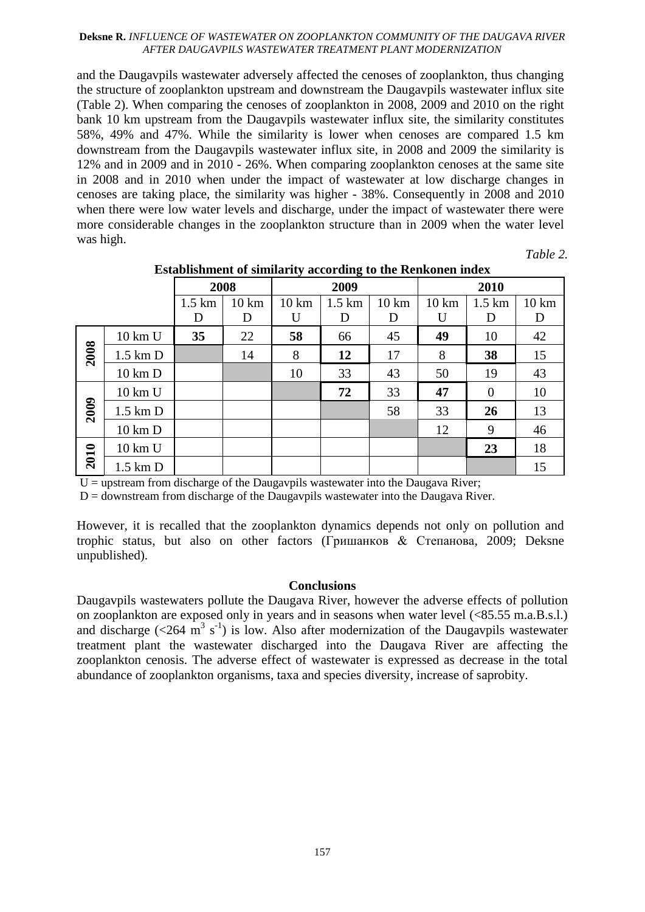and the Daugavpils wastewater adversely affected the cenoses of zooplankton, thus changing the structure of zooplankton upstream and downstream the Daugavpils wastewater influx site (Table 2). When comparing the cenoses of zooplankton in 2008, 2009 and 2010 on the right bank 10 km upstream from the Daugavpils wastewater influx site, the similarity constitutes 58%, 49% and 47%. While the similarity is lower when cenoses are compared 1.5 km downstream from the Daugavpils wastewater influx site, in 2008 and 2009 the similarity is 12% and in 2009 and in 2010 - 26%. When comparing zooplankton cenoses at the same site in 2008 and in 2010 when under the impact of wastewater at low discharge changes in cenoses are taking place, the similarity was higher - 38%. Consequently in 2008 and 2010 when there were low water levels and discharge, under the impact of wastewater there were more considerable changes in the zooplankton structure than in 2009 when the water level was high.

*Table 2.*

**Establishment of similarity according to the Renkonen index**

| | | 2008 | | 2009 | | | 2010 | | |
|---|---|---|---|---|---|---|---|---|---|
| | | 1.5 km D | 10 km D | 10 km U | 1.5 km D | 10 km D | 10 km U | 1.5 km D | 10 km D |
| **2008** | 10 km U | **35** | 22 | **58** | 66 | 45 | **49** | 10 | 42 |
| | 1.5 km D | | 14 | 8 | **12** | 17 | 8 | **38** | 15 |
| | 10 km D | | | 10 | 33 | 43 | 50 | 19 | 43 |
| **2009** | 10 km U | | | | **72** | 33 | **47** | 0 | 10 |
| | 1.5 km D | | | | | 58 | 33 | **26** | 13 |
| | 10 km D | | | | | | 12 | 9 | 46 |
| **2010** | 10 km U | | | | | | | **23** | 18 |
| | 1.5 km D | | | | | | | | 15 |

U = upstream from discharge of the Daugavpils wastewater into the Daugava River;
D = downstream from discharge of the Daugavpils wastewater into the Daugava River.

However, it is recalled that the zooplankton dynamics depends not only on pollution and trophic status, but also on other factors (Гришанков & Степанова, 2009; Deksne unpublished).

## Conclusions

Daugavpils wastewaters pollute the Daugava River, however the adverse effects of pollution on zooplankton are exposed only in years and in seasons when water level (<85.55 m.a.B.s.l.) and discharge (<264 $m^3$ $s^{-1}$) is low. Also after modernization of the Daugavpils wastewater treatment plant the wastewater discharged into the Daugava River are affecting the zooplankton cenosis. The adverse effect of wastewater is expressed as decrease in the total abundance of zooplankton organisms, taxa and species diversity, increase of saprobity.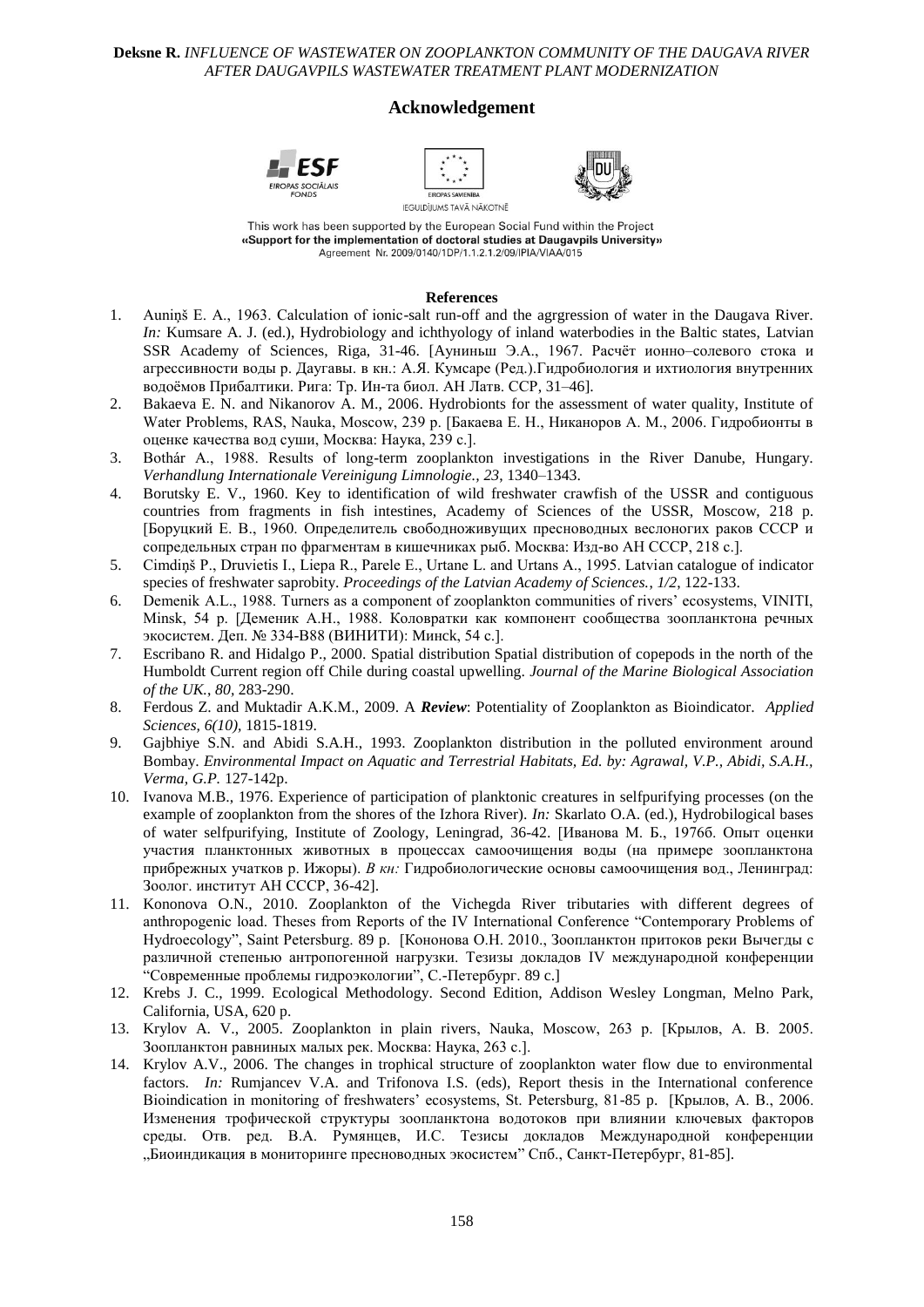## Acknowledgement

This work has been supported by the European Social Fund within the Project
**«Support for the implementation of doctoral studies at Daugavpils University»**
Agreement Nr. 2009/0140/1DP/1.1.2.1.2/09/IPIA/VIAA/015

### References

1. Auniņš E. A., 1963. Calculation of ionic-salt run-off and the agrgression of water in the Daugava River. *In:* Kumsare A. J. (ed.), Hydrobiology and ichthyology of inland waterbodies in the Baltic states, Latvian SSR Academy of Sciences, Riga, 31-46. [Ауниньш Э.А., 1967. Расчёт ионно–солевого стока и агрессивности воды р. Даугавы. в кн.: А.Я. Кумсаре (Ред.).Гидробиология и ихтиология внутренних водоёмов Прибалтики. Рига: Тр. Ин-та биол. АН Латв. ССР, 31–46].
2. Bakaeva E. N. and Nikanorov A. M., 2006. Hydrobionts for the assessment of water quality, Institute of Water Problems, RAS, Nauka, Moscow, 239 p. [Бакаева Е. Н., Никаноров А. М., 2006. Гидробионты в оценке качества вод суши, Москва: Наука, 239 с.].
3. Bothár A., 1988. Results of long-term zooplankton investigations in the River Danube, Hungary. *Verhandlung Internationale Vereinigung Limnologie., 23,* 1340–1343.
4. Borutsky E. V., 1960. Key to identification of wild freshwater crawfish of the USSR and contiguous countries from fragments in fish intestines, Academy of Sciences of the USSR, Moscow, 218 p. [Боруцкий Е. В., 1960. Определитель свободноживущих пресноводных веслоногих раков СССР и сопредельных стран по фрагментам в кишечниках рыб. Москва: Изд-во АН СССР, 218 с.].
5. Cimdiņš P., Druvietis I., Liepa R., Parele E., Urtane L. and Urtans A., 1995. Latvian catalogue of indicator species of freshwater saprobity. *Proceedings of the Latvian Academy of Sciences., 1/2,* 122-133.
6. Demenik A.L., 1988. Turners as a component of zooplankton communities of rivers' ecosystems, VINITI, Minsk, 54 p. [Деменик А.Н., 1988. Коловратки как компонент сообщества зоопланктона речных экосистем. Деп. № 334-В88 (ВИНИТИ): Минск, 54 с.].
7. Escribano R. and Hidalgo P., 2000. Spatial distribution Spatial distribution of copepods in the north of the Humboldt Current region off Chile during coastal upwelling. *Journal of the Marine Biological Association of the UK., 80,* 283-290.
8. Ferdous Z. and Muktadir A.K.M., 2009. A ***Review***: Potentiality of Zooplankton as Bioindicator. *Applied Sciences, 6(10),* 1815-1819.
9. Gajbhiye S.N. and Abidi S.A.H., 1993. Zooplankton distribution in the polluted environment around Bombay. *Environmental Impact on Aquatic and Terrestrial Habitats, Ed. by: Agrawal, V.P., Abidi, S.A.H., Verma, G.P.* 127-142p.
10. Ivanova M.B., 1976. Experience of participation of planktonic creatures in selfpurifying processes (on the example of zooplankton from the shores of the Izhora River). *In:* Skarlato O.A. (ed.), Hydrobilogical bases of water selfpurifying, Institute of Zoology, Leningrad, 36-42. [Иванова М. Б., 1976б. Опыт оценки участия планктонных животных в процессах самоочищения воды (на примере зоопланктона прибрежных учатков р. Ижоры). *В кн:* Гидробиологические основы самоочищения вод., Ленинград: Зоолог. институт АН СССР, 36-42].
11. Kononova O.N., 2010. Zooplankton of the Vichegda River tributaries with different degrees of anthropogenic load. Theses from Reports of the IV International Conference "Contemporary Problems of Hydroecology", Saint Petersburg. 89 p. [Кононова О.Н. 2010., Зоопланктон притоков реки Вычегды с различной степенью антропогенной нагрузки. Тезизы докладов IV международной конференции "Современные проблемы гидроэкологии", С.-Петербург. 89 с.]
12. Krebs J. C., 1999. Ecological Methodology. Second Edition, Addison Wesley Longman, Melno Park, California, USA, 620 p.
13. Krylov A. V., 2005. Zooplankton in plain rivers, Nauka, Moscow, 263 p. [Крылов, А. В. 2005. Зоопланктон равниных малых рек. Москва: Наука, 263 с.].
14. Krylov A.V., 2006. The changes in trophical structure of zooplankton water flow due to environmental factors. *In:* Rumjancev V.A. and Trifonova I.S. (eds), Report thesis in the International conference Bioindication in monitoring of freshwaters' ecosystems, St. Petersburg, 81-85 p. [Крылов, А. В., 2006. Изменения трофической структуры зоопланктона водотоков при влиянии ключевых факторов среды. Отв. ред. В.А. Румянцев, И.С. Тезисы докладов Международной конференции „Биоиндикация в мониторинге пресноводных экосистем" Спб., Санкт-Петербург, 81-85].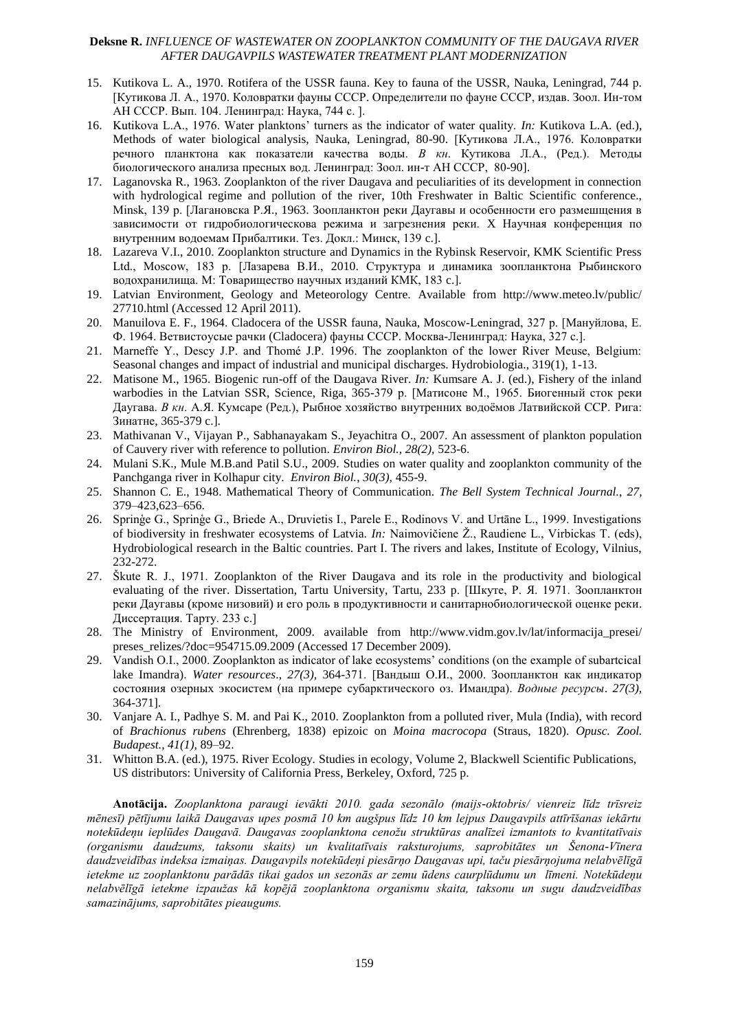15. Kutikova L. A., 1970. Rotifera of the USSR fauna. Key to fauna of the USSR, Nauka, Leningrad, 744 p. [Кутикова Л. А., 1970. Коловратки фауны СССР. Определители по фауне СССР, издав. Зоол. Ин-том АН СССР. Вып. 104. Ленинград: Наука, 744 с. ].
16. Kutikova L.A., 1976. Water planktons' turners as the indicator of water quality. *In:* Kutikova L.A. (ed.), Methods of water biological analysis, Nauka, Leningrad, 80-90. [Кутикова Л.А., 1976. Коловратки речного планктона как показатели качества воды. *В кн*. Кутикова Л.А., (Ред.). Методы биологического анализа пресных вод. Ленинград: Зоол. ин-т АН СССР, 80-90].
17. Laganovska R., 1963. Zooplankton of the river Daugava and peculiarities of its development in connection with hydrological regime and pollution of the river, 10th Freshwater in Baltic Scientific conference., Minsk, 139 p. [Лагановска Р.Я., 1963. Зоопланктон реки Даугавы и особенности его размешщения в зависимости от гидробиологическова режима и загрезнения реки. X Научная конференция по внутренним водоемам Прибалтики. Тез. Докл.: Минск, 139 с.].
18. Lazareva V.I., 2010. Zooplankton structure and Dynamics in the Rybinsk Reservoir, KMK Scientific Press Ltd., Moscow, 183 p. [Лазарева В.И., 2010. Структура и динамика зоопланктона Рыбинского водохранилища. М: Товарищество научных изданий КМК, 183 с.].
19. Latvian Environment, Geology and Meteorology Centre. Available from http://www.meteo.lv/public/27710.html (Accessed 12 April 2011).
20. Manuilova E. F., 1964. Cladocera of the USSR fauna, Nauka, Moscow-Leningrad, 327 p. [Мануйлова, Е. Ф. 1964. Ветвистоусые рачки (Cladocera) фауны СССР. Москва-Ленинград: Наука, 327 с.].
21. Marneffe Y., Descy J.P. and Thomé J.P. 1996. The zooplankton of the lower River Meuse, Belgium: Seasonal changes and impact of industrial and municipal discharges. Hydrobiologia., 319(1), 1-13.
22. Matisone M., 1965. Biogenic run-off of the Daugava River. *In:* Kumsare A. J. (ed.), Fishery of the inland warbodies in the Latvian SSR, Science, Riga, 365-379 p. [Матисоне М., 1965. Биогенный сток реки Даугава. *В кн*. А.Я. Кумсаре (Ред.), Рыбное хозяйство внутренних водоёмов Латвийской ССР. Рига: Зинатне, 365-379 с.].
23. Mathivanan V., Vijayan P., Sabhanayakam S., Jeyachitra O., 2007. An assessment of plankton population of Cauvery river with reference to pollution. *Environ Biol., 28(2),* 523-6.
24. Mulani S.K., Mule M.B.and Patil S.U., 2009. Studies on water quality and zooplankton community of the Panchganga river in Kolhapur city. *Environ Biol., 30(3),* 455-9.
25. Shannon C. E., 1948. Mathematical Theory of Communication. *The Bell System Technical Journal., 27,* 379–423,623–656.
26. Spriņģe G., Spriņģe G., Briede A., Druvietis I., Parele E., Rodinovs V. and Urtāne L., 1999. Investigations of biodiversity in freshwater ecosystems of Latvia. *In:* Naimovičiene Ž., Raudiene L., Virbickas T. (eds), Hydrobiological research in the Baltic countries. Part I. The rivers and lakes, Institute of Ecology, Vilnius, 232-272.
27. Škute R. J., 1971. Zooplankton of the River Daugava and its role in the productivity and biological evaluating of the river. Dissertation, Tartu University, Tartu, 233 p. [Шкуте, Р. Я. 1971. Зоопланктон реки Даугавы (кроме низовий) и его роль в продуктивности и санитарнобиологической оценке реки. Диссертация. Тарту. 233 с.]
28. The Ministry of Environment, 2009. available from http://www.vidm.gov.lv/lat/informacija_presei/preses_relizes/?doc=954715.09.2009 (Accessed 17 December 2009).
29. Vandish O.I., 2000. Zooplankton as indicator of lake ecosystems' conditions (on the example of subartcical lake Imandra). *Water resources., 27(3),* 364-371. [Вандыш О.И., 2000. Зоопланктон как индикатор состояния озерных экосистем (на примере субарктического оз. Имандра). *Водные ресурсы. 27(3),* 364-371].
30. Vanjare A. I., Padhye S. M. and Pai K., 2010. Zooplankton from a polluted river, Mula (India), with record of *Brachionus rubens* (Ehrenberg, 1838) epizoic on *Moina macrocopa* (Straus, 1820). *Opusc. Zool. Budapest., 41(1),* 89–92.
31. Whitton B.A. (ed.), 1975. River Ecology. Studies in ecology, Volume 2, Blackwell Scientific Publications, US distributors: University of California Press, Berkeley, Oxford, 725 p.

**Anotācija.** *Zooplanktona paraugi ievākti 2010. gada sezonālo (maijs-oktobris/ vienreiz līdz trīsreiz mēnesī) pētījumu laikā Daugavas upes posmā 10 km augšpus līdz 10 km lejpus Daugavpils attīrīšanas iekārtu notekūdeņu ieplūdes Daugavā. Daugavas zooplanktona cenožu struktūras analīzei izmantots to kvantitatīvais (organismu daudzums, taksonu skaits) un kvalitatīvais raksturojums, saprobitātes un Šenona-Vīnera daudzveidības indeksa izmaiņas. Daugavpils notekūdeņi piesārņo Daugavas upi, taču piesārņojuma nelabvēlīgā ietekme uz zooplanktonu parādās tikai gados un sezonās ar zemu ūdens caurplūdumu un līmeni. Notekūdeņu nelabvēlīgā ietekme izpaužas kā kopējā zooplanktona organismu skaita, taksonu un sugu daudzveidības samazinājums, saprobitātes pieaugums.*